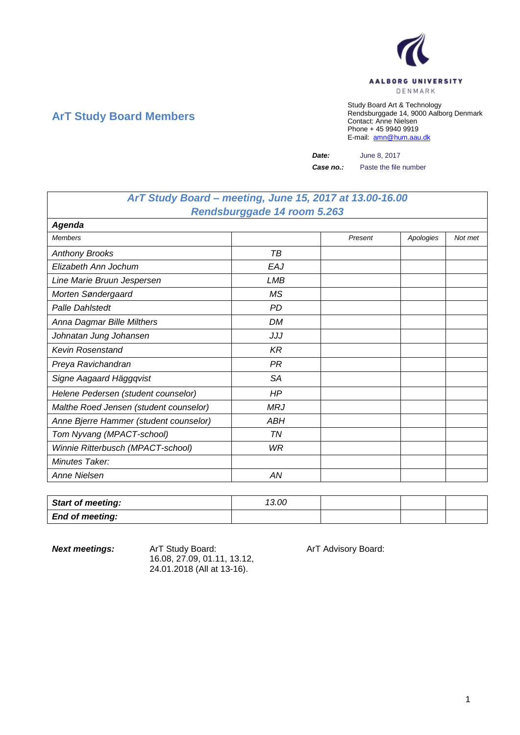AALBORG UNIVERSITY
DENMARK

## ArT Study Board Members

Study Board Art & Technology
Rendsburggade 14, 9000 Aalborg Denmark
Contact: Anne Nielsen
Phone + 45 9940 9919
E-mail: amn@hum.aau.dk

***Date:*** June 8, 2017

***Case no.:*** Paste the file number

| *ArT Study Board – meeting, June 15, 2017 at 13.00-16.00 Rendsburggade 14 room 5.263* | | | | |
|---|---|---|---|---|
| ***Agenda*** | | | | |
| *Members* | | *Present* | *Apologies* | *Not met* |
| *Anthony Brooks* | *TB* | | | |
| *Elizabeth Ann Jochum* | *EAJ* | | | |
| *Line Marie Bruun Jespersen* | *LMB* | | | |
| *Morten Søndergaard* | *MS* | | | |
| *Palle Dahlstedt* | *PD* | | | |
| *Anna Dagmar Bille Milthers* | *DM* | | | |
| *Johnatan Jung Johansen* | *JJJ* | | | |
| *Kevin Rosenstand* | *KR* | | | |
| *Preya Ravichandran* | *PR* | | | |
| *Signe Aagaard Häggqvist* | *SA* | | | |
| *Helene Pedersen (student counselor)* | *HP* | | | |
| *Malthe Roed Jensen (student counselor)* | *MRJ* | | | |
| *Anne Bjerre Hammer (student counselor)* | *ABH* | | | |
| *Tom Nyvang (MPACT-school)* | *TN* | | | |
| *Winnie Ritterbusch (MPACT-school)* | *WR* | | | |
| *Minutes Taker:* | | | | |
| *Anne Nielsen* | *AN* | | | |

| ***Start of meeting:*** | *13.00* | | | |
|---|---|---|---|---|
| ***End of meeting:*** | | | | |

***Next meetings:***

ArT Study Board:
16.08, 27.09, 01.11, 13.12,
24.01.2018 (All at 13-16).

ArT Advisory Board: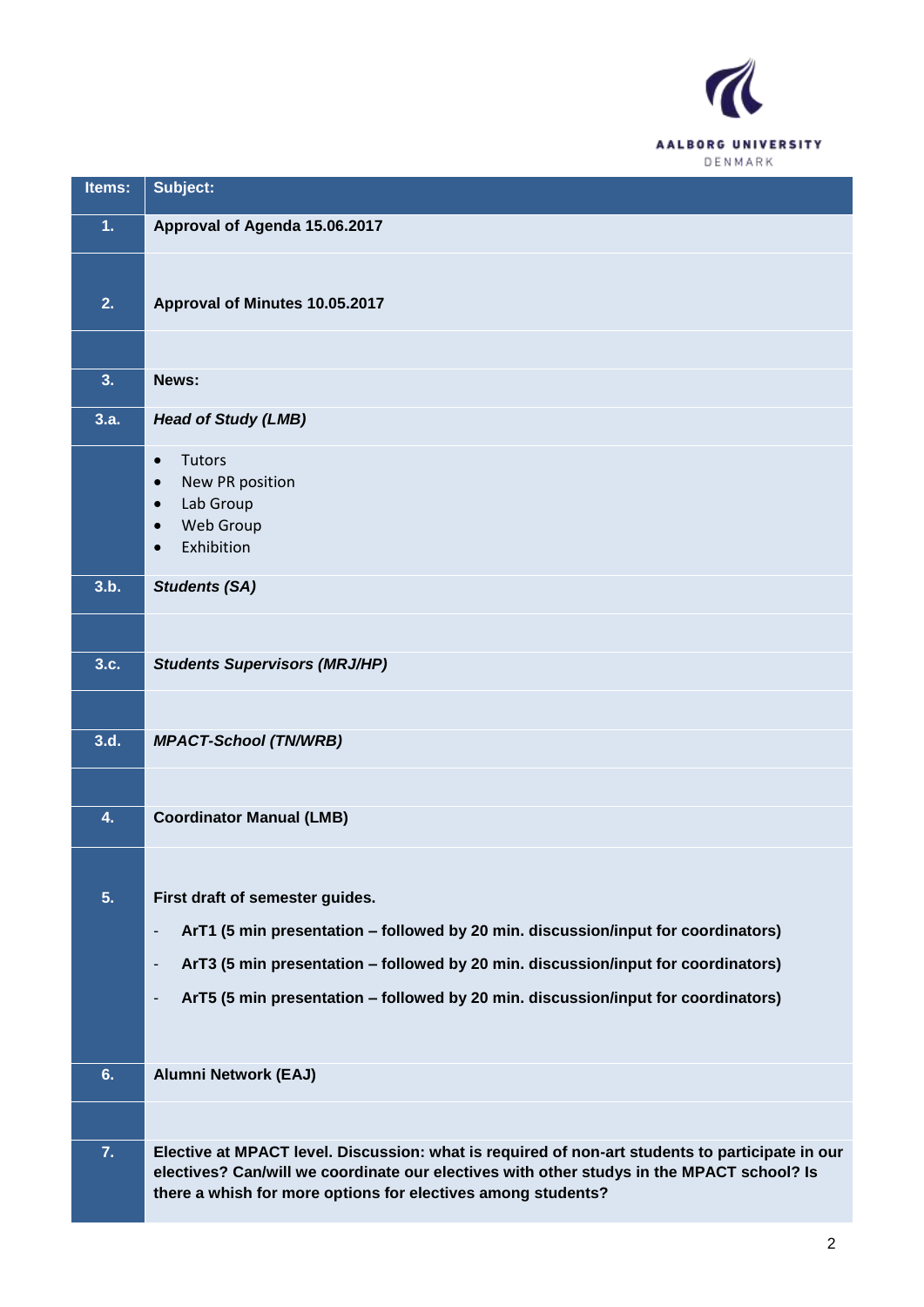| Items: | Subject: |
|---|---|
| **1.** | **Approval of Agenda 15.06.2017** |
| **2.** | **Approval of Minutes 10.05.2017** |
| | |
| **3.** | **News:** |
| **3.a.** | ***Head of Study (LMB)*** |
| | • Tutors<br>• New PR position<br>• Lab Group<br>• Web Group<br>• Exhibition |
| **3.b.** | ***Students (SA)*** |
| | |
| **3.c.** | ***Students Supervisors (MRJ/HP)*** |
| | |
| **3.d.** | ***MPACT-School (TN/WRB)*** |
| | |
| **4.** | **Coordinator Manual (LMB)** |
| **5.** | **First draft of semester guides.**<br>- **ArT1 (5 min presentation – followed by 20 min. discussion/input for coordinators)**<br>- **ArT3 (5 min presentation – followed by 20 min. discussion/input for coordinators)**<br>- **ArT5 (5 min presentation – followed by 20 min. discussion/input for coordinators)** |
| **6.** | **Alumni Network (EAJ)** |
| | |
| **7.** | **Elective at MPACT level. Discussion: what is required of non-art students to participate in our electives? Can/will we coordinate our electives with other studys in the MPACT school? Is there a whish for more options for electives among students?** |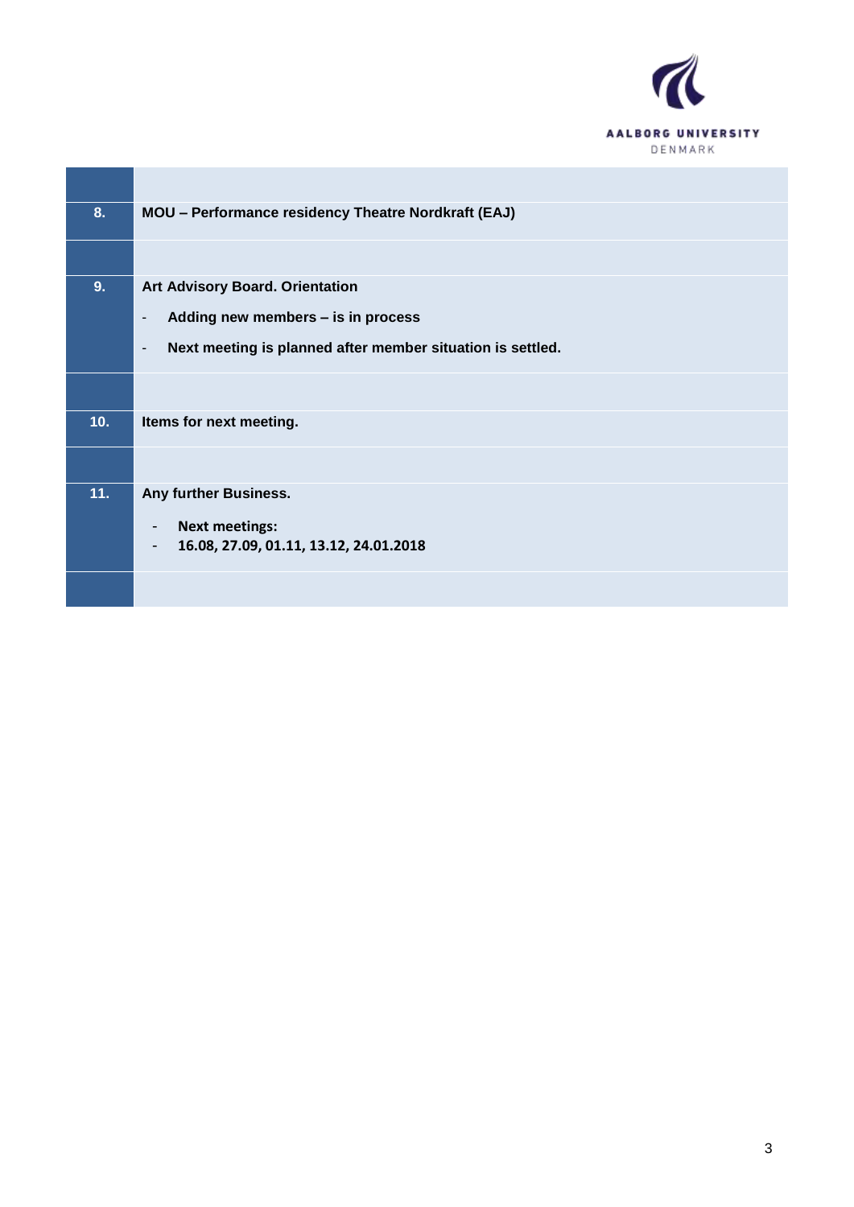| | |
|---|---|
| | |
| **8.** | **MOU – Performance residency Theatre Nordkraft (EAJ)** |
| | |
| **9.** | **Art Advisory Board. Orientation**<br>- **Adding new members – is in process**<br>- **Next meeting is planned after member situation is settled.** |
| | |
| **10.** | **Items for next meeting.** |
| | |
| **11.** | **Any further Business.**<br>- **Next meetings:**<br>- **16.08, 27.09, 01.11, 13.12, 24.01.2018** |
| | |